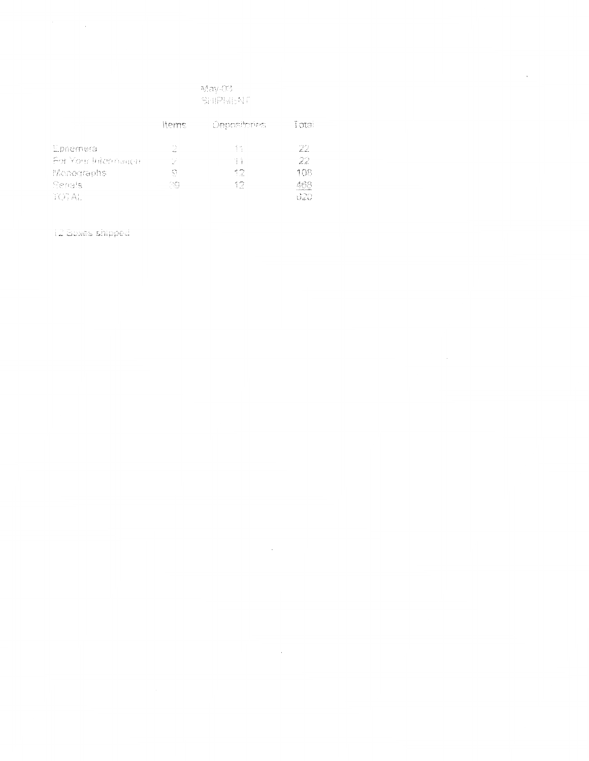May-03
SHIPMENT

| | Items | Depositories | Total |
|---|---|---|---|
| Ephemera | 2 | 11 | 22 |
| For Your Information | 2 | 11 | 22 |
| Monographs | 9 | 12 | 108 |
| Serials | 39 | 12 | 468 |
| TOTAL | | | 620 |

12 Boxes shipped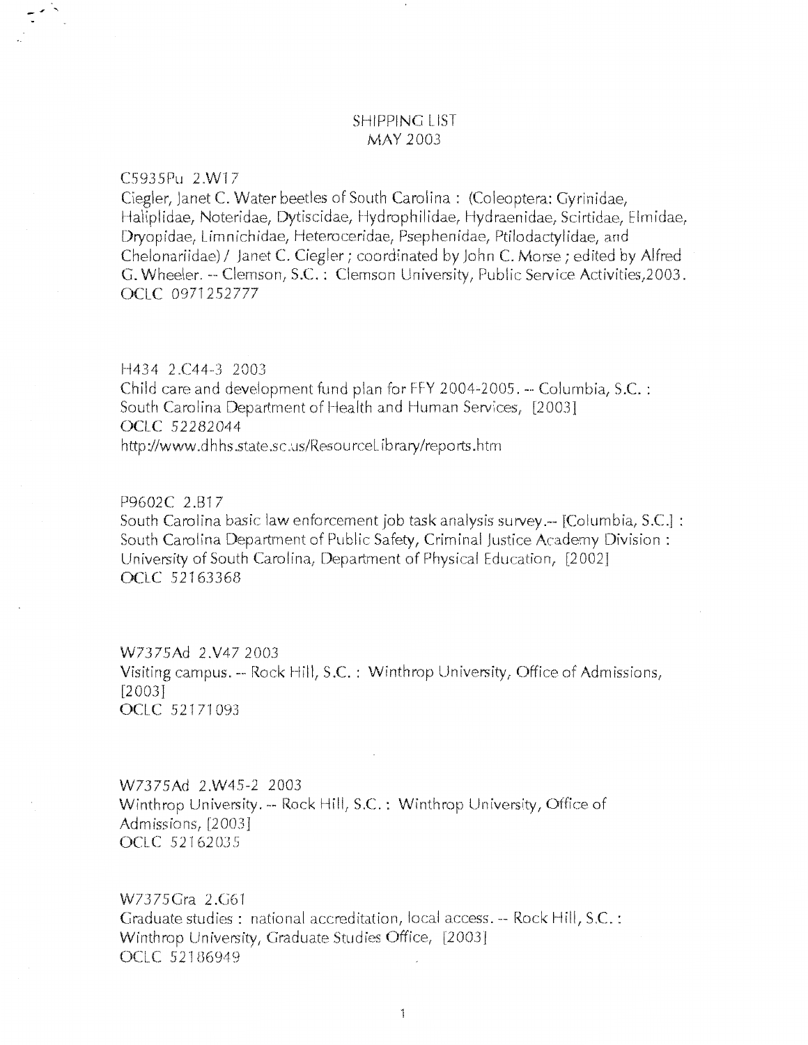# SHIPPING LIST
## MAY 2003

C5935Pu 2.W17
Ciegler, Janet C. Water beetles of South Carolina : (Coleoptera: Gyrinidae, Haliplidae, Noteridae, Dytiscidae, Hydrophilidae, Hydraenidae, Scirtidae, Elmidae, Dryopidae, Limnichidae, Heteroceridae, Psephenidae, Ptilodactylidae, and Chelonariidae) / Janet C. Ciegler ; coordinated by John C. Morse ; edited by Alfred G. Wheeler. -- Clemson, S.C. : Clemson University, Public Service Activities,2003.
OCLC 0971252777

H434 2.C44-3 2003
Child care and development fund plan for FFY 2004-2005. -- Columbia, S.C. : South Carolina Department of Health and Human Services, [2003]
OCLC 52282044
http://www.dhhs.state.sc.us/ResourceLibrary/reports.htm

P9602C 2.B17
South Carolina basic law enforcement job task analysis survey.-- [Columbia, S.C.] : South Carolina Department of Public Safety, Criminal Justice Academy Division : University of South Carolina, Department of Physical Education, [2002]
OCLC 52163368

W7375Ad 2.V47 2003
Visiting campus. -- Rock Hill, S.C. : Winthrop University, Office of Admissions, [2003]
OCLC 52171093

W7375Ad 2.W45-2 2003
Winthrop University. -- Rock Hill, S.C. : Winthrop University, Office of Admissions, [2003]
OCLC 52162035

W7375Gra 2.G61
Graduate studies : national accreditation, local access. -- Rock Hill, S.C. : Winthrop University, Graduate Studies Office, [2003]
OCLC 52186949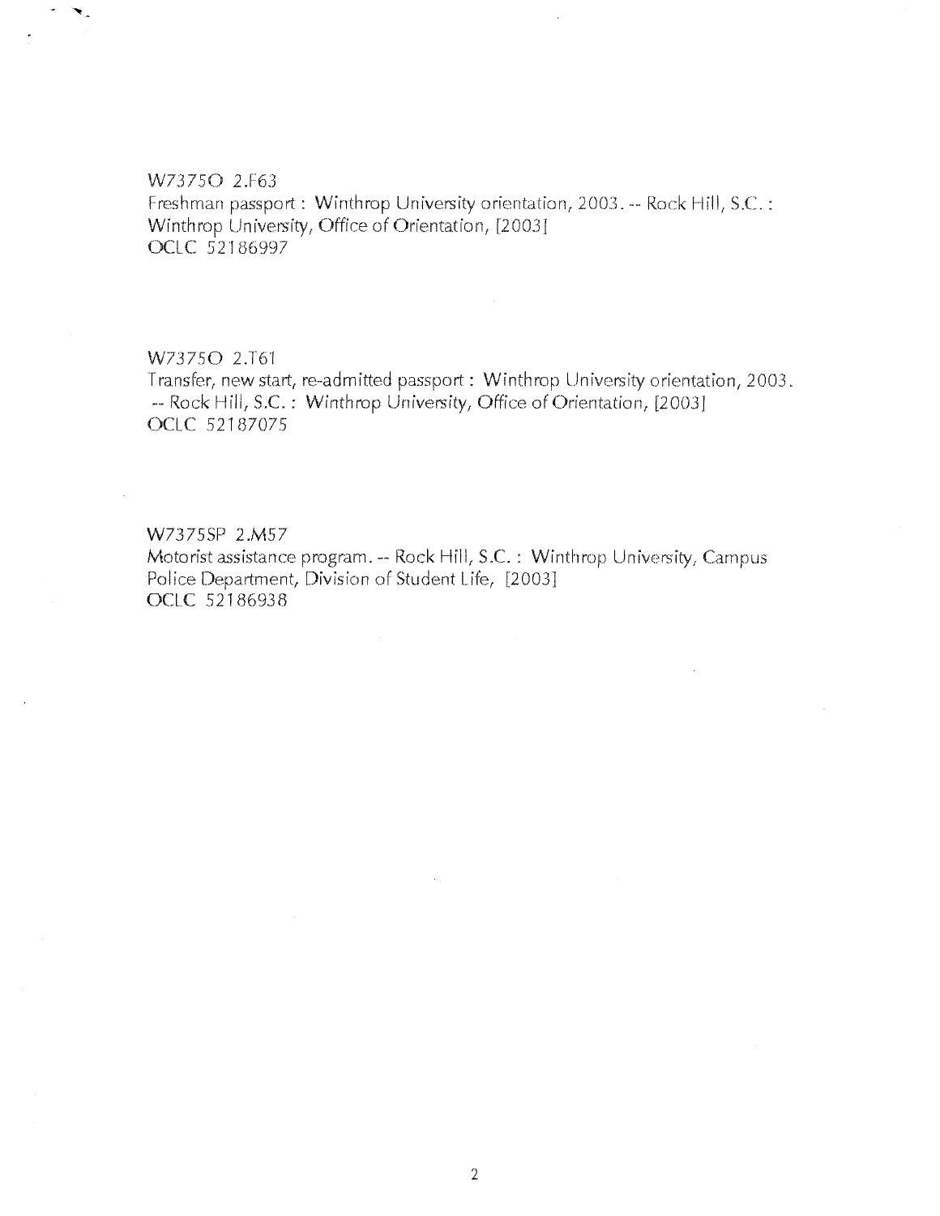W7375O 2.F63
Freshman passport : Winthrop University orientation, 2003. -- Rock Hill, S.C. : Winthrop University, Office of Orientation, [2003]
OCLC 52186997

W7375O 2.T61
Transfer, new start, re-admitted passport : Winthrop University orientation, 2003. -- Rock Hill, S.C. : Winthrop University, Office of Orientation, [2003]
OCLC 52187075

W7375SP 2.M57
Motorist assistance program. -- Rock Hill, S.C. : Winthrop University, Campus Police Department, Division of Student Life, [2003]
OCLC 52186938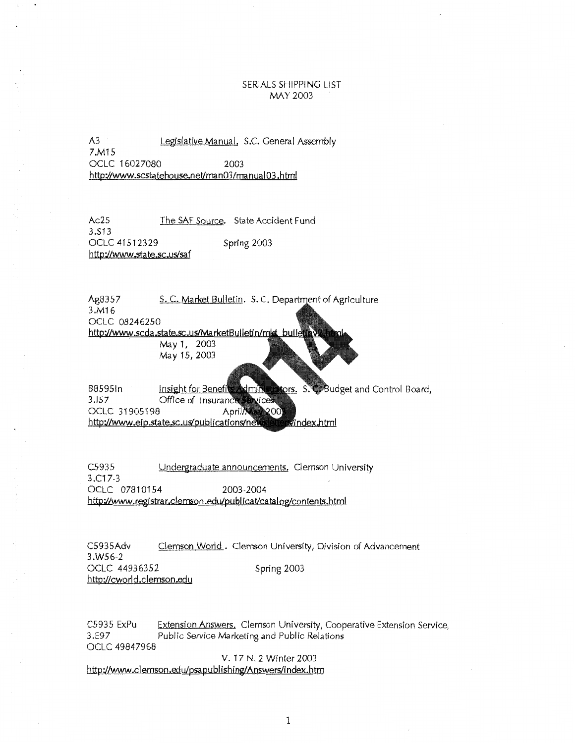SERIALS SHIPPING LIST
MAY 2003

A3
7.M15
OCLC 16027080
Legislative Manual. S.C. General Assembly
2003
http://www.scstatehouse.net/man03/manual03.html

Ac25
3.S13
OCLC 41512329
The SAF Source. State Accident Fund
Spring 2003
http://www.state.sc.us/saf

Ag8357
3.M16
OCLC 08246250
S. C. Market Bulletin. S. C. Department of Agriculture
http://www.scda.state.sc.us/MarketBulletin/mkt_bulletinv2.html
May 1, 2003
May 15, 2003

B8595In
3.I57
OCLC 31905198
Insight for Benefits Administrators. S. C. Budget and Control Board, Office of Insurance Services
April/May 2003
http://www.eip.state.sc.us/publications/newsletters/index.html

C5935
3.C17-3
OCLC 07810154
Undergraduate announcements. Clemson University
2003-2004
http://www.registrar.clemson.edu/publicat/catalog/contents.html

C5935Adv
3.W56-2
OCLC 44936352
Clemson World. Clemson University, Division of Advancement
Spring 2003
http://cworld.clemson.edu

C5935 ExPu
3.E97
OCLC 49847968
Extension Answers. Clemson University, Cooperative Extension Service, Public Service Marketing and Public Relations
V. 17 N. 2 Winter 2003
http://www.clemson.edu/psapublishing/Answers/index.htm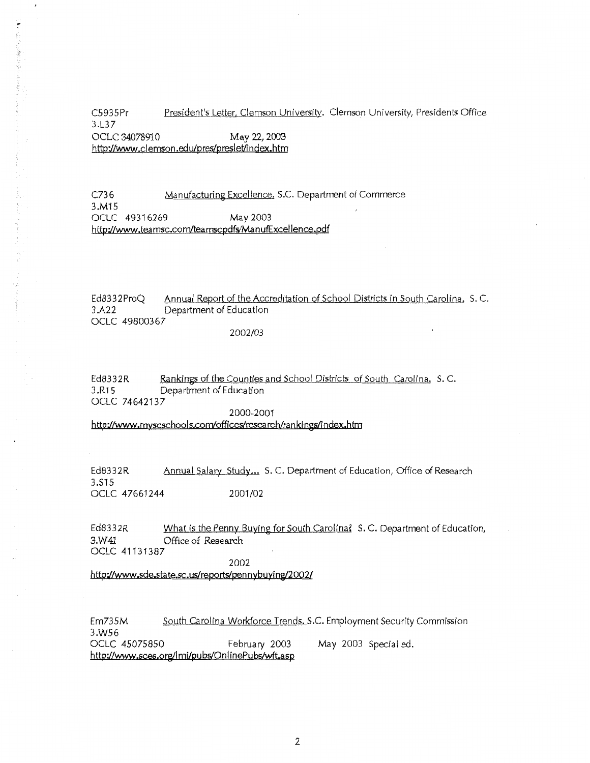C5935Pr President's Letter, Clemson University. Clemson University, Presidents Office
3.L37
OCLC 34078910 May 22, 2003
http://www.clemson.edu/pres/preslet/index.htm

C736 Manufacturing Excellence. S.C. Department of Commerce
3.M15
OCLC 49316269 May 2003
http://www.teamsc.com/teamscpdfs/ManufExcellence.pdf

Ed8332ProQ Annual Report of the Accreditation of School Districts in South Carolina. S. C.
3.A22 Department of Education
OCLC 49800367
2002/03

Ed8332R Rankings of the Counties and School Districts of South Carolina. S. C.
3.R15 Department of Education
OCLC 74642137
2000-2001
http://www.myscschools.com/offices/research/rankings/index.htm

Ed8332R Annual Salary Study... S. C. Department of Education, Office of Research
3.S15
OCLC 47661244 2001/02

Ed8332R What is the Penny Buying for South Carolina? S. C. Department of Education,
3.W41 Office of Research
OCLC 41131387
2002
http://www.sde.state.sc.us/reports/pennybuying/2002/

Em735M South Carolina Workforce Trends. S.C. Employment Security Commission
3.W56
OCLC 45075850 February 2003 May 2003 Special ed.
http://www.sces.org/lmi/pubs/OnlinePubs/wft.asp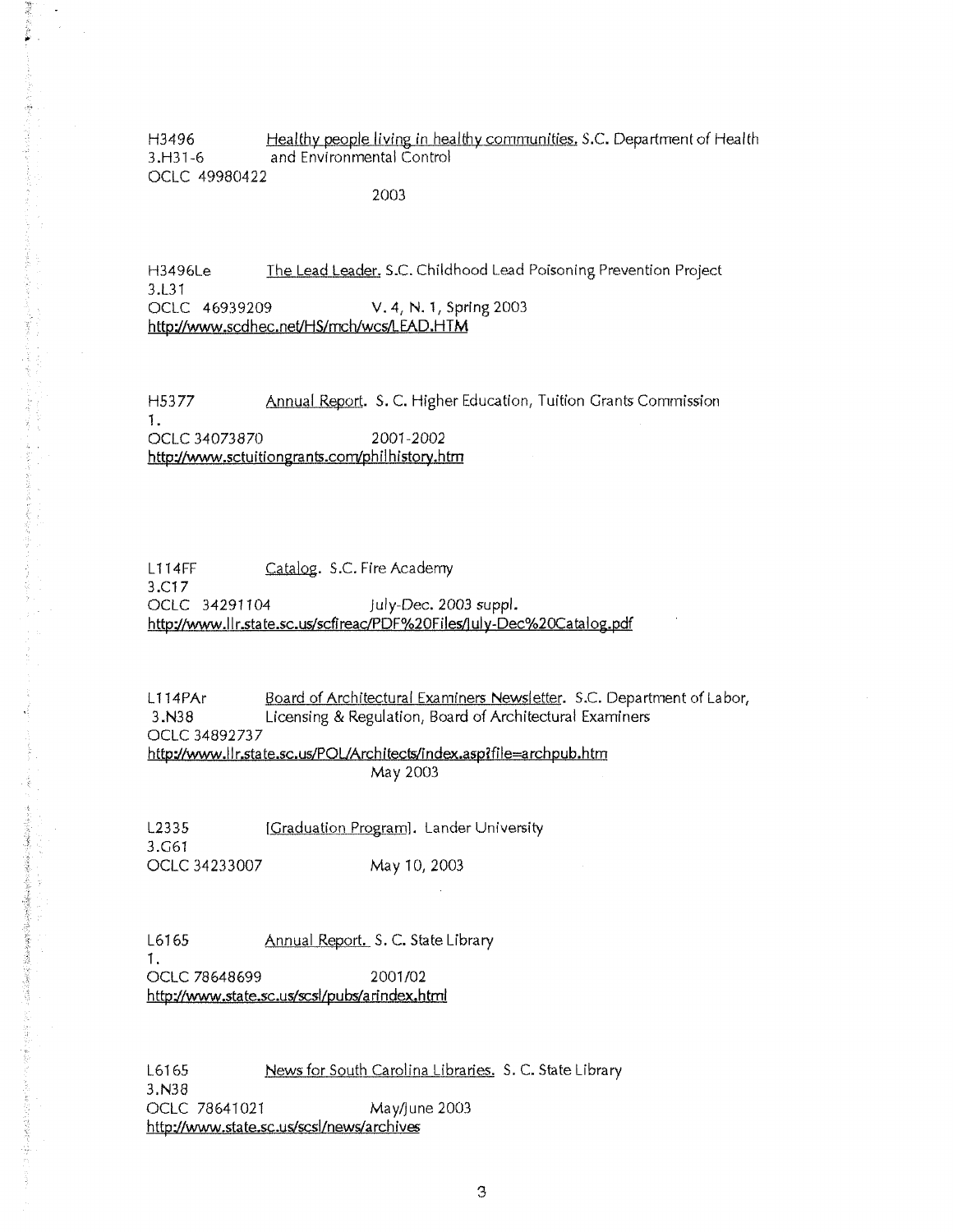H3496 Healthy people living in healthy communities. S.C. Department of Health
3.H31-6 and Environmental Control
OCLC 49980422
2003

H3496Le The Lead Leader. S.C. Childhood Lead Poisoning Prevention Project
3.L31
OCLC 46939209 V. 4, N. 1, Spring 2003
http://www.scdhec.net/HS/mch/wcs/LEAD.HTM

H5377 Annual Report. S. C. Higher Education, Tuition Grants Commission
1.
OCLC 34073870 2001-2002
http://www.sctuitiongrants.com/philhistory.htm

L114FF Catalog. S.C. Fire Academy
3.C17
OCLC 34291104 July-Dec. 2003 suppl.
http://www.llr.state.sc.us/scfireac/PDF%20Files/July-Dec%20Catalog.pdf

L114PAr Board of Architectural Examiners Newsletter. S.C. Department of Labor,
3.N38 Licensing & Regulation, Board of Architectural Examiners
OCLC 34892737
http://www.llr.state.sc.us/POL/Architects/index.asp?file=archpub.htm
May 2003

L2335 [Graduation Program]. Lander University
3.G61
OCLC 34233007 May 10, 2003

L6165 Annual Report. S. C. State Library
1.
OCLC 78648699 2001/02
http://www.state.sc.us/scsl/pubs/arindex.html

L6165 News for South Carolina Libraries. S. C. State Library
3.N38
OCLC 78641021 May/June 2003
http://www.state.sc.us/scsl/news/archives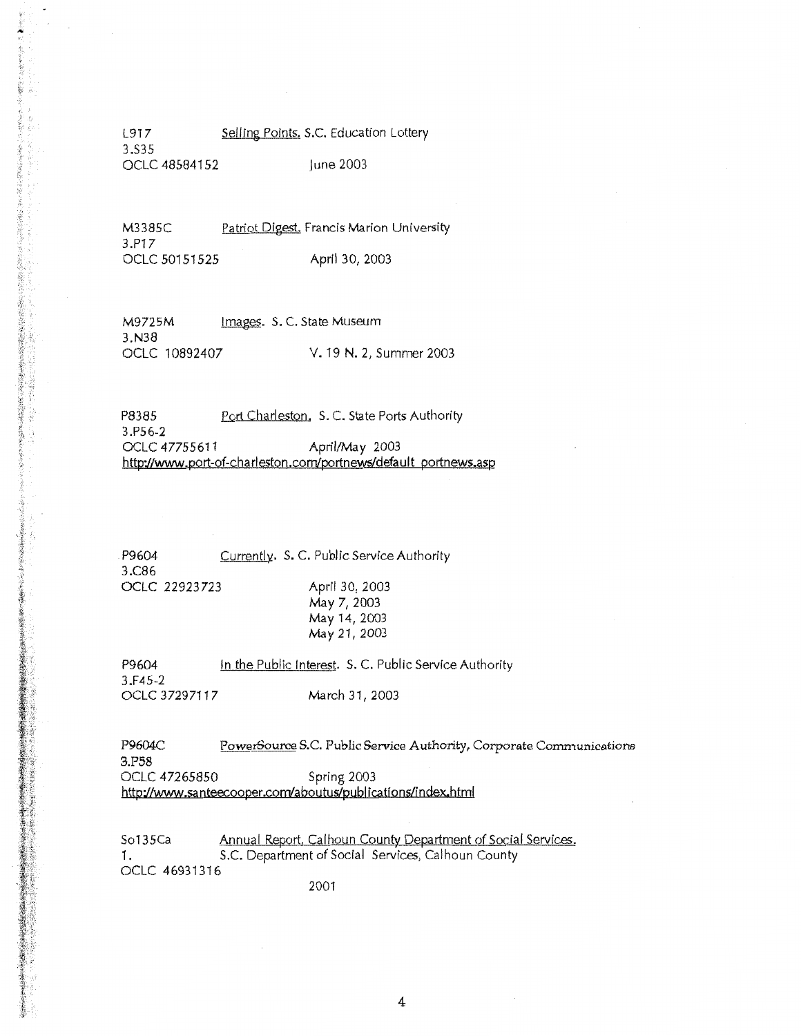L917 Selling Points. S.C. Education Lottery
3.S35
OCLC 48584152 June 2003

M3385C Patriot Digest. Francis Marion University
3.P17
OCLC 50151525 April 30, 2003

M9725M Images. S. C. State Museum
3.N38
OCLC 10892407 V. 19 N. 2, Summer 2003

P8385 Port Charleston. S. C. State Ports Authority
3.P56-2
OCLC 47755611 April/May 2003
http://www.port-of-charleston.com/portnews/default_portnews.asp

P9604 Currently. S. C. Public Service Authority
3.C86
OCLC 22923723 April 30, 2003
May 7, 2003
May 14, 2003
May 21, 2003

P9604 In the Public Interest. S. C. Public Service Authority
3.F45-2
OCLC 37297117 March 31, 2003

P9604C PowerSource S.C. Public Service Authority, Corporate Communications
3.P58
OCLC 47265850 Spring 2003
http://www.santeecooper.com/aboutus/publications/index.html

So135Ca Annual Report, Calhoun County Department of Social Services.
1. S.C. Department of Social Services, Calhoun County
OCLC 46931316
2001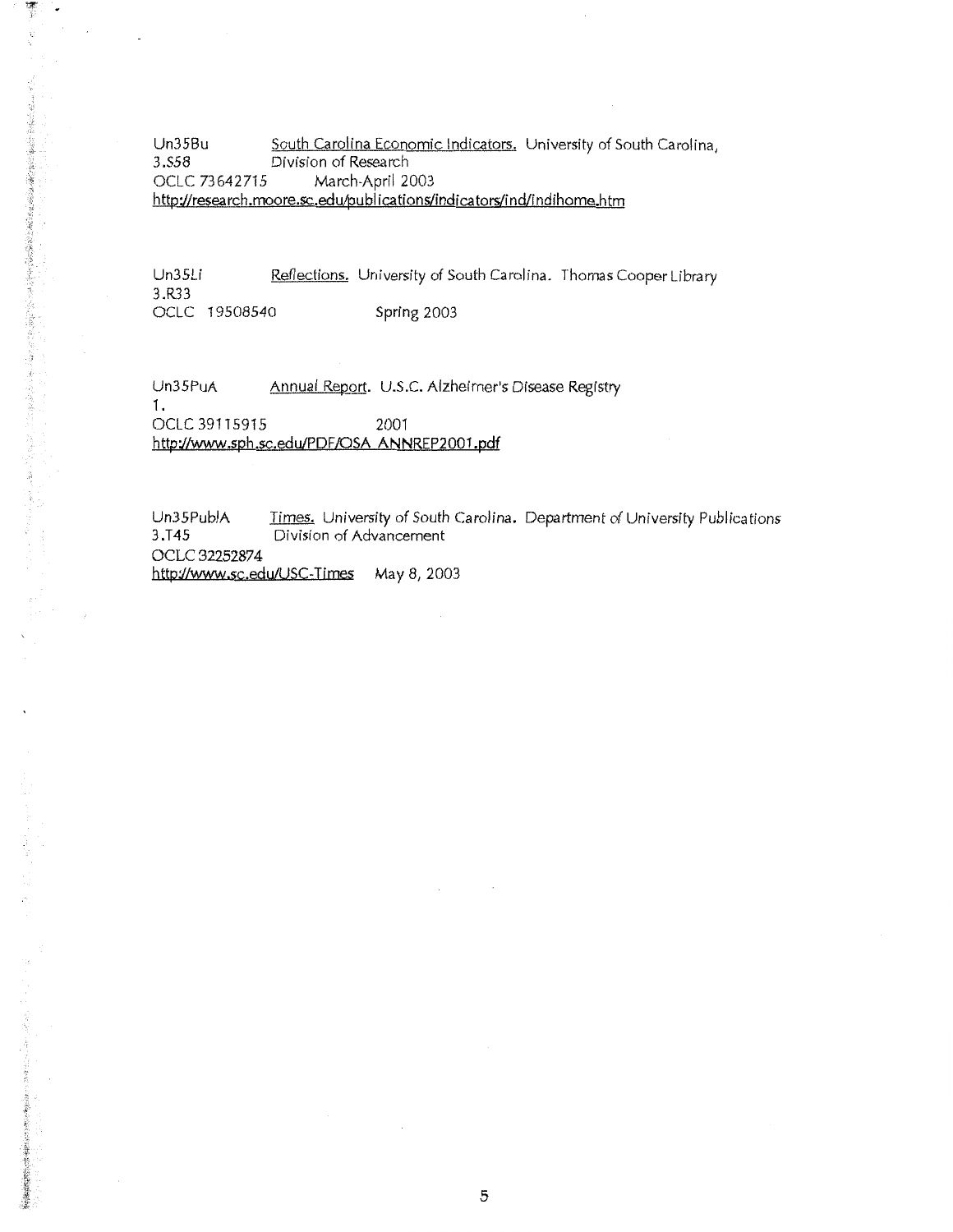Un35Bu 3.S58 OCLC 73642715
South Carolina Economic Indicators. University of South Carolina, Division of Research
March-April 2003
http://research.moore.sc.edu/publications/indicators/ind/indihome.htm

Un35Li 3.R33 OCLC 19508540
Reflections. University of South Carolina. Thomas Cooper Library
Spring 2003

Un35PuA 1. OCLC 39115915
Annual Report. U.S.C. Alzheimer's Disease Registry
2001
http://www.sph.sc.edu/PDF/OSA_ANNREP2001.pdf

Un35PublA 3.T45 OCLC 32252874
Times. University of South Carolina. Department of University Publications Division of Advancement
http://www.sc.edu/USC-Times May 8, 2003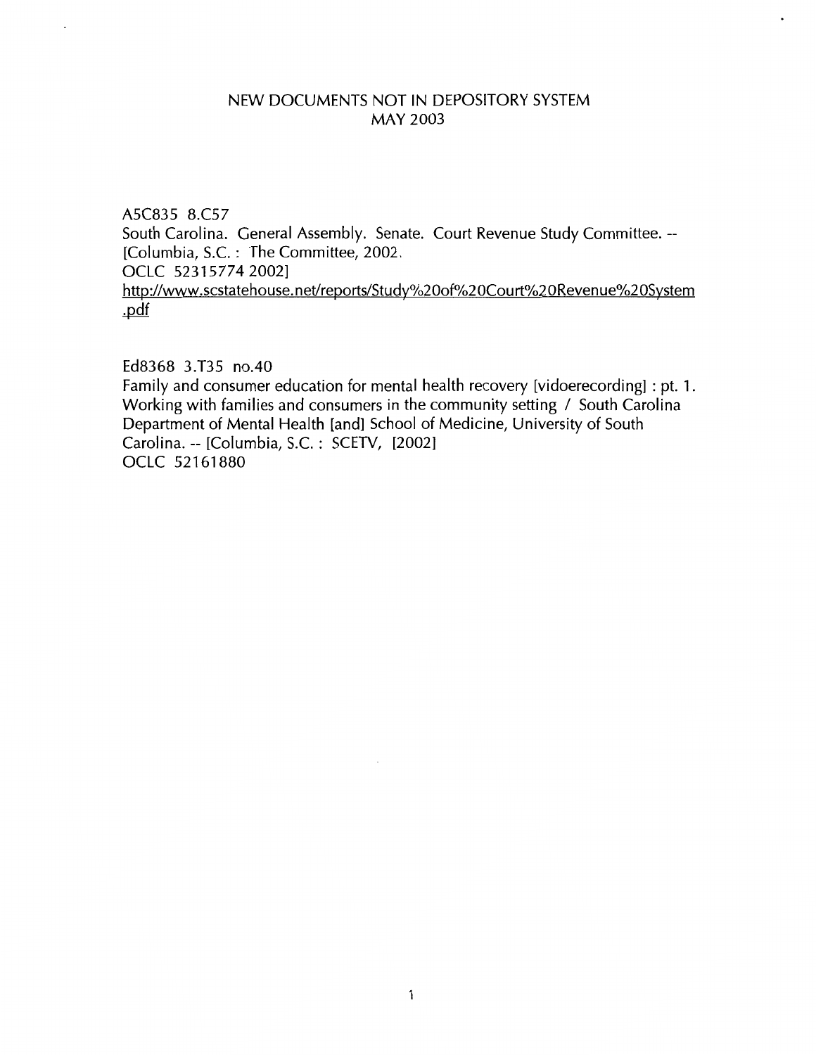# NEW DOCUMENTS NOT IN DEPOSITORY SYSTEM
## MAY 2003

A5C835 8.C57
South Carolina. General Assembly. Senate. Court Revenue Study Committee. --
[Columbia, S.C. : The Committee, 2002.
OCLC 52315774 2002]
http://www.scstatehouse.net/reports/Study%20of%20Court%20Revenue%20System.pdf

Ed8368 3.T35 no.40
Family and consumer education for mental health recovery [vidoerecording] : pt. 1. Working with families and consumers in the community setting / South Carolina Department of Mental Health [and] School of Medicine, University of South Carolina. -- [Columbia, S.C. : SCETV, [2002]
OCLC 52161880